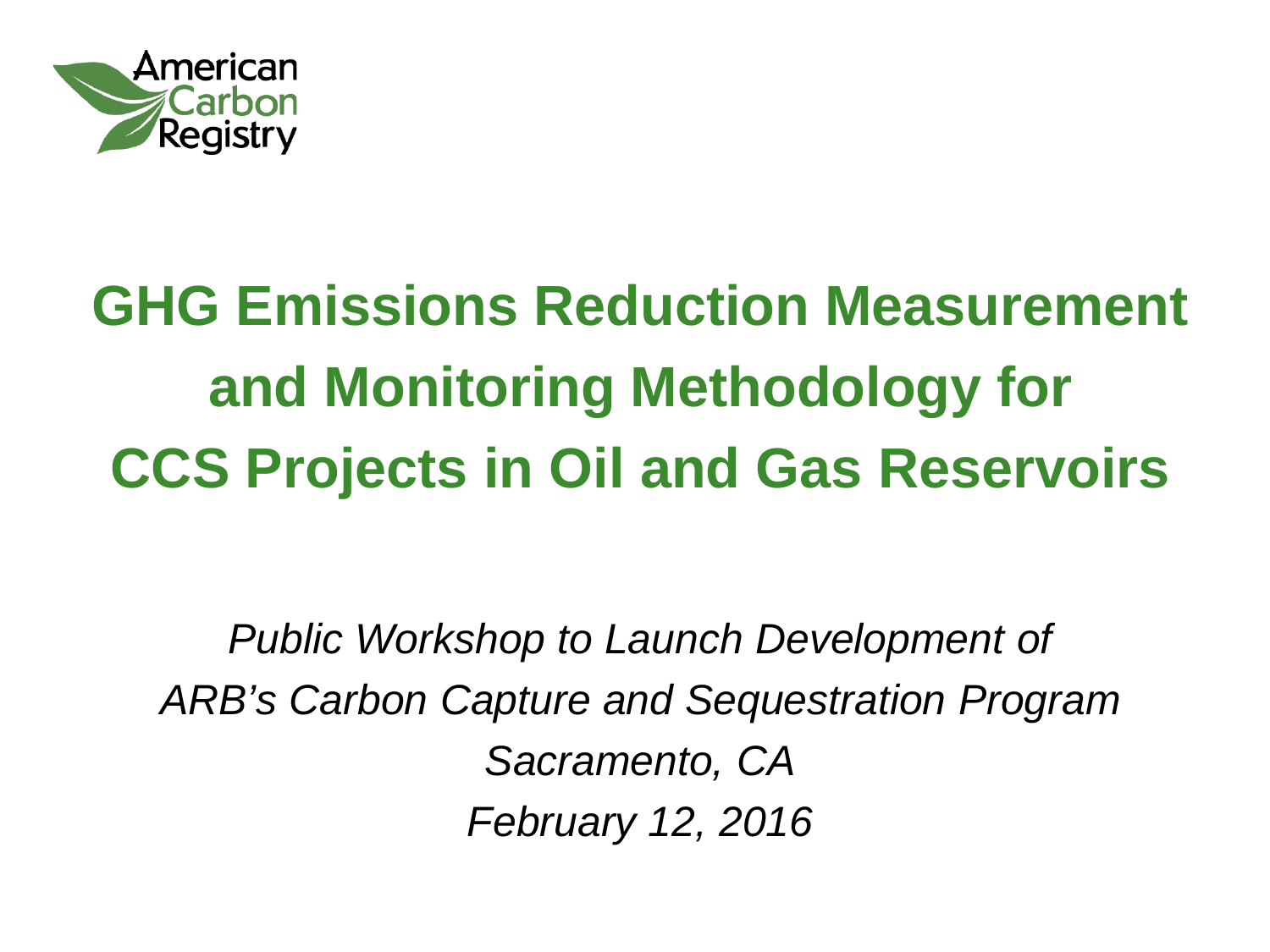American Carbon Registry

# GHG Emissions Reduction Measurement and Monitoring Methodology for CCS Projects in Oil and Gas Reservoirs

*Public Workshop to Launch Development of ARB's Carbon Capture and Sequestration Program*

*Sacramento, CA*

*February 12, 2016*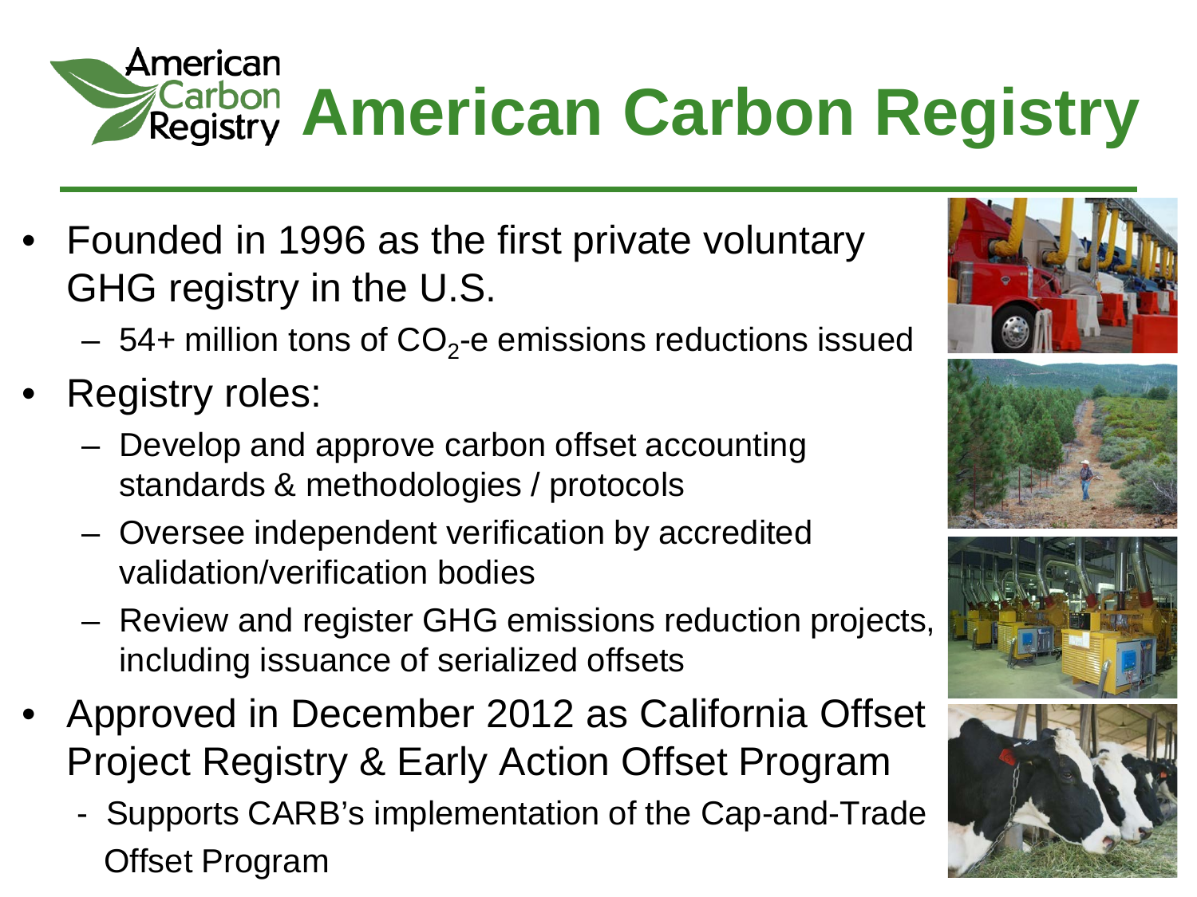# American Carbon Registry

- Founded in 1996 as the first private voluntary GHG registry in the U.S.
  - 54+ million tons of $CO_2$-e emissions reductions issued
- Registry roles:
  - Develop and approve carbon offset accounting standards & methodologies / protocols
  - Oversee independent verification by accredited validation/verification bodies
  - Review and register GHG emissions reduction projects, including issuance of serialized offsets
- Approved in December 2012 as California Offset Project Registry & Early Action Offset Program
  - Supports CARB's implementation of the Cap-and-Trade Offset Program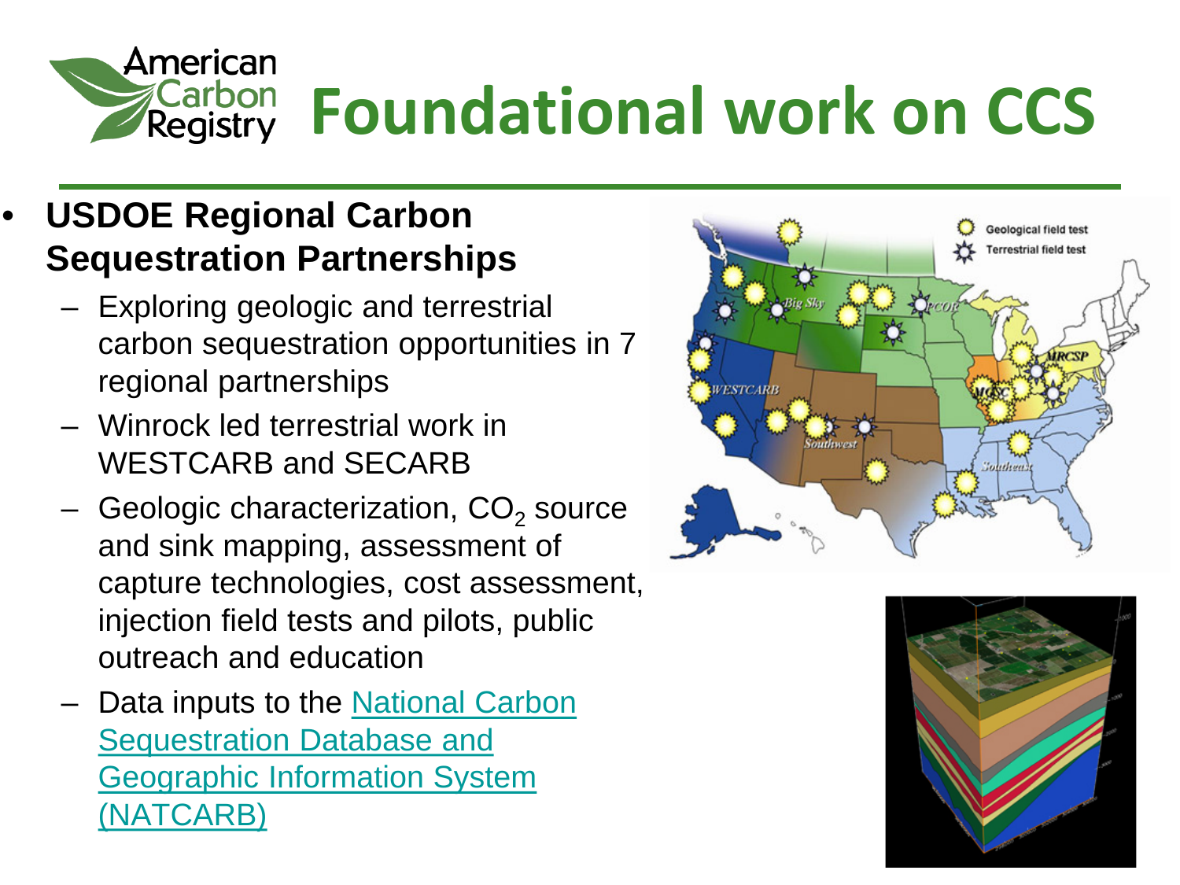# Foundational work on CCS

- **USDOE Regional Carbon Sequestration Partnerships**
  - Exploring geologic and terrestrial carbon sequestration opportunities in 7 regional partnerships
  - Winrock led terrestrial work in WESTCARB and SECARB
  - Geologic characterization, $CO_2$ source and sink mapping, assessment of capture technologies, cost assessment, injection field tests and pilots, public outreach and education
  - Data inputs to the [National Carbon Sequestration Database and Geographic Information System (NATCARB)]()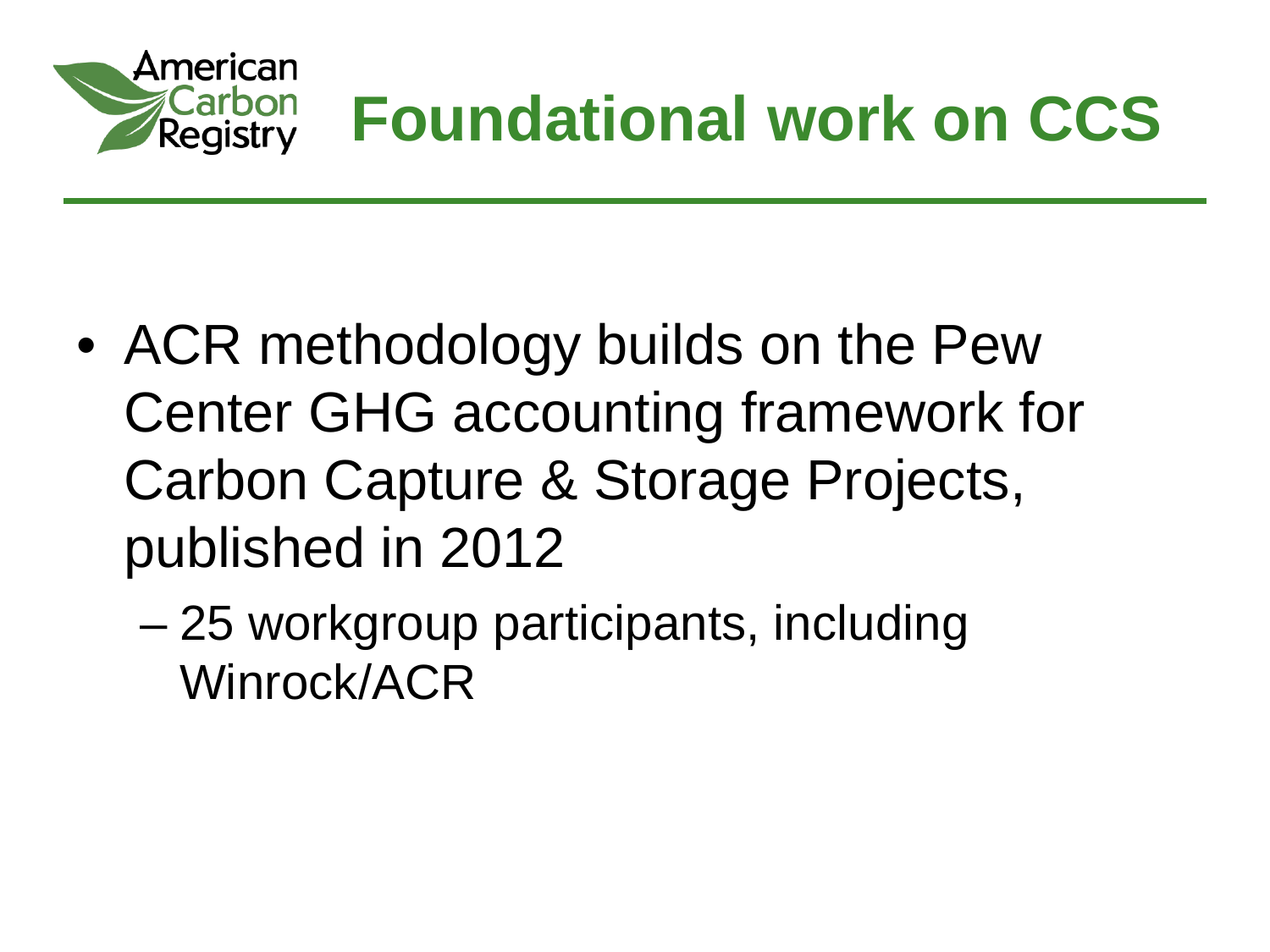# Foundational work on CCS

- ACR methodology builds on the Pew Center GHG accounting framework for Carbon Capture & Storage Projects, published in 2012
  - 25 workgroup participants, including Winrock/ACR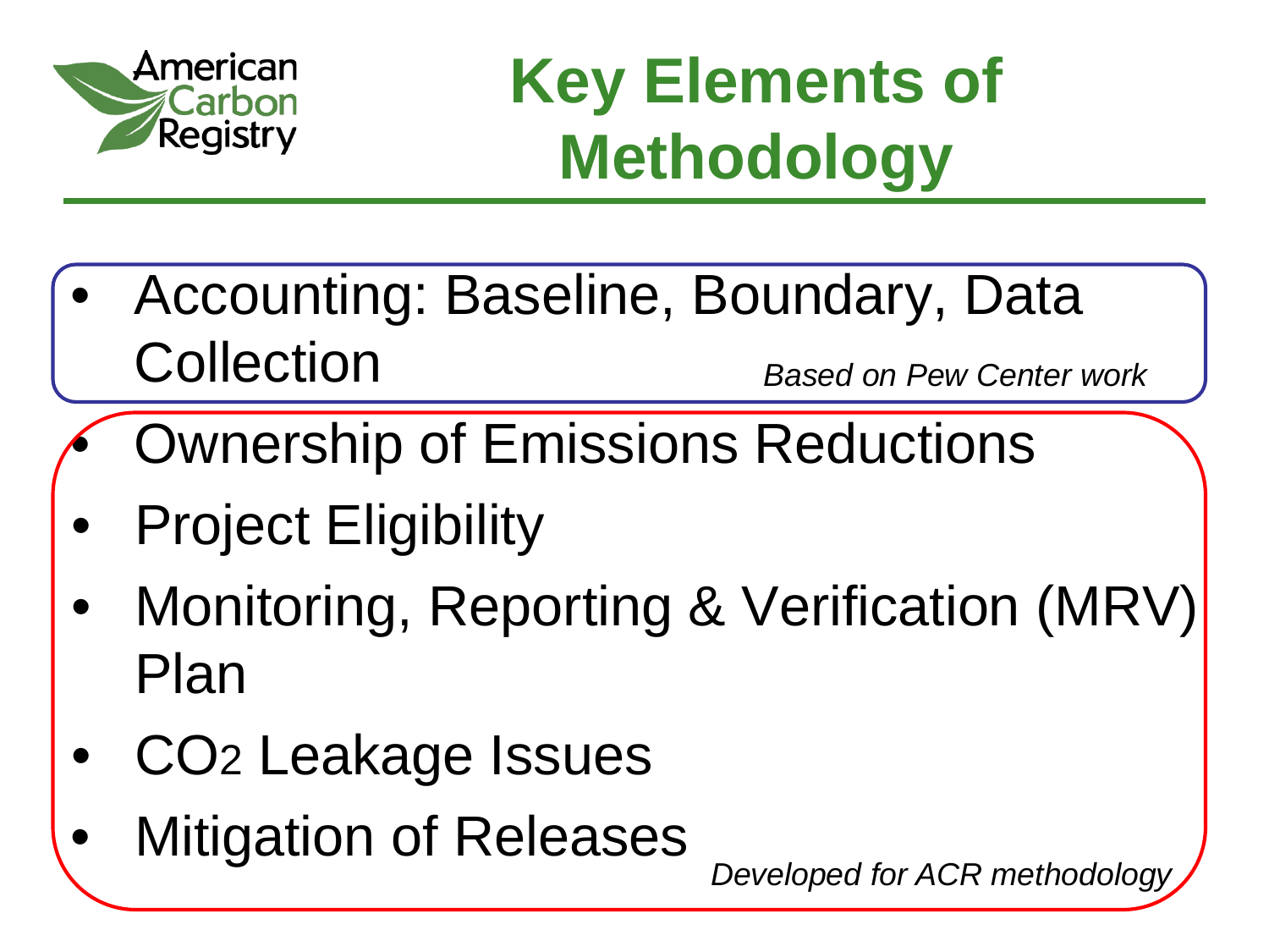# Key Elements of Methodology

- Accounting: Baseline, Boundary, Data Collection

*Based on Pew Center work*

- Ownership of Emissions Reductions
- Project Eligibility
- Monitoring, Reporting & Verification (MRV) Plan
- $CO_2$ Leakage Issues
- Mitigation of Releases

*Developed for ACR methodology*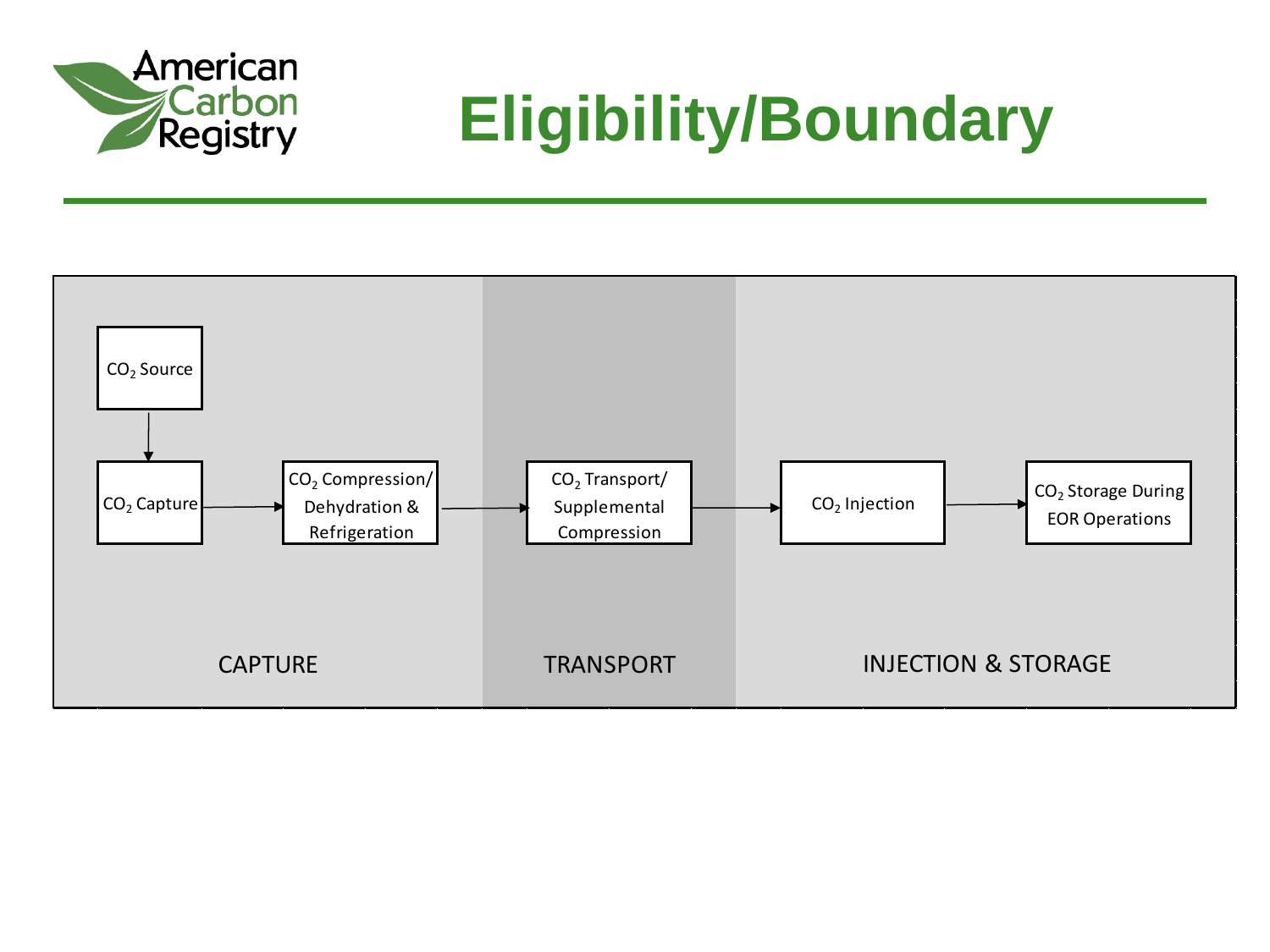# Eligibility/Boundary

| CAPTURE | | | TRANSPORT | INJECTION & STORAGE | |
|---|---|---|---|---|---|
| $CO_2$ Source → | | | | | |
| $CO_2$ Capture → | $CO_2$ Compression/ Dehydration & Refrigeration → | | $CO_2$ Transport/ Supplemental Compression → | $CO_2$ Injection → | $CO_2$ Storage During EOR Operations |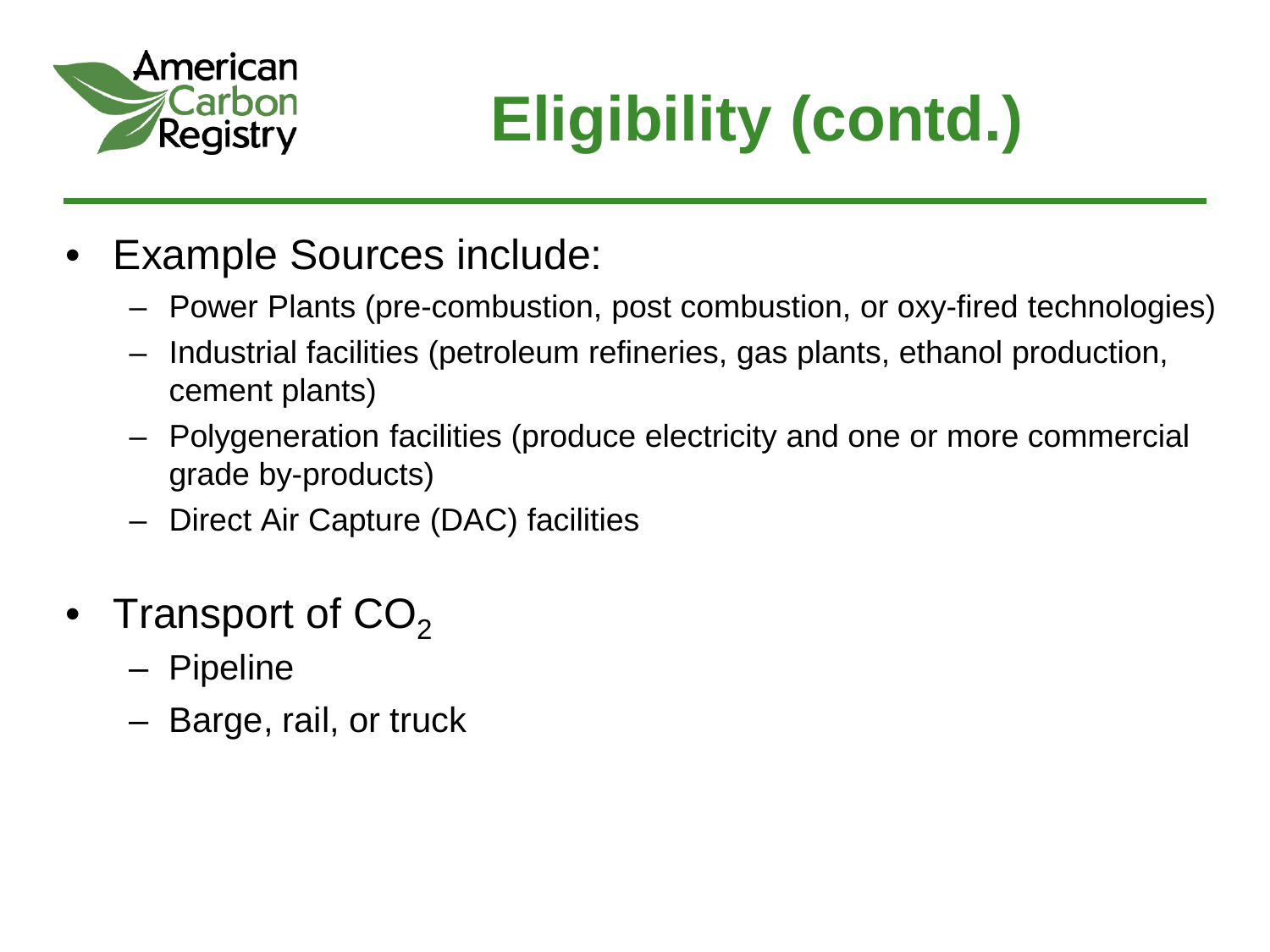# Eligibility (contd.)

- Example Sources include:
  - Power Plants (pre-combustion, post combustion, or oxy-fired technologies)
  - Industrial facilities (petroleum refineries, gas plants, ethanol production, cement plants)
  - Polygeneration facilities (produce electricity and one or more commercial grade by-products)
  - Direct Air Capture (DAC) facilities
- Transport of $CO_2$
  - Pipeline
  - Barge, rail, or truck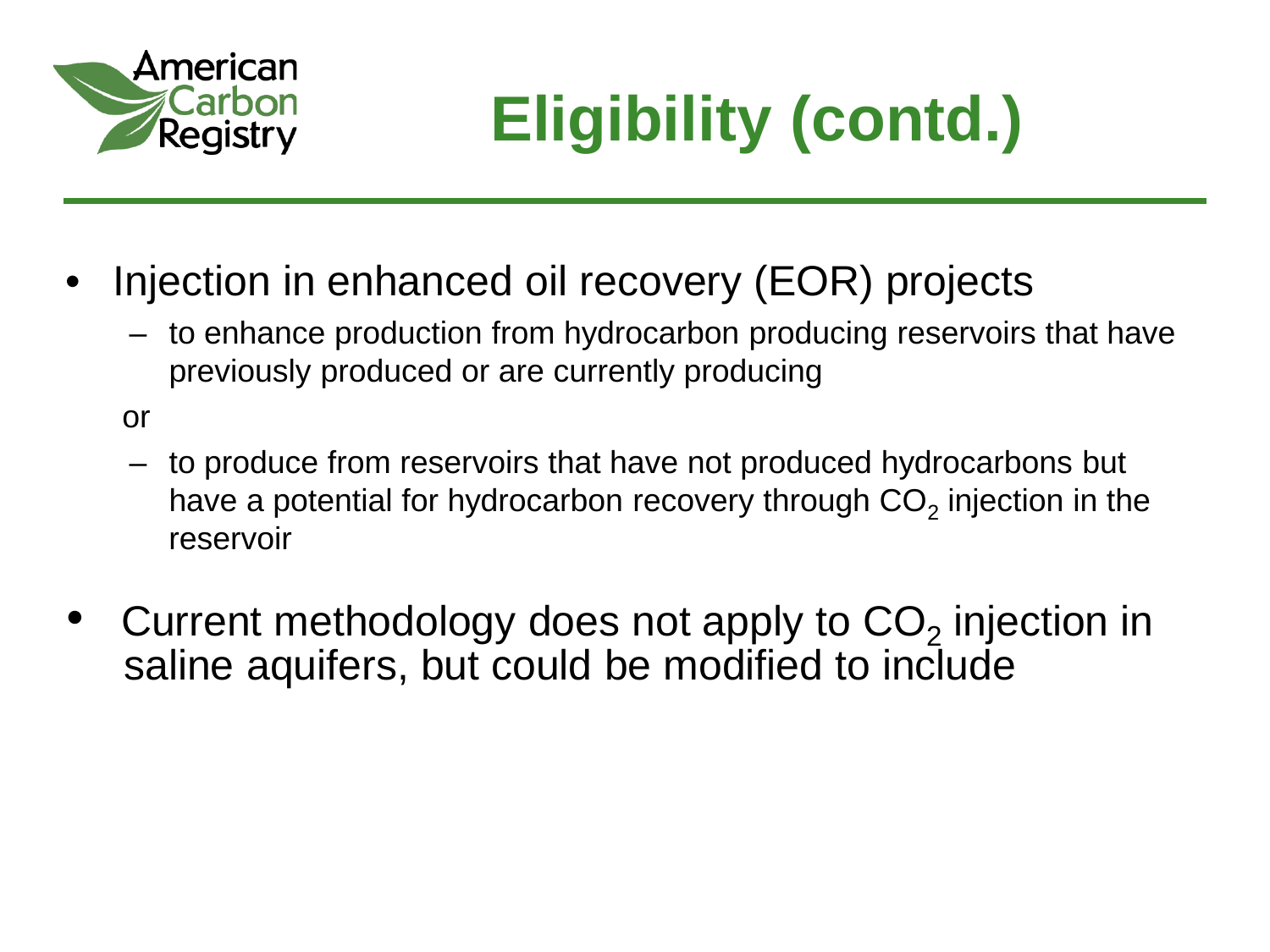# Eligibility (contd.)

- Injection in enhanced oil recovery (EOR) projects
  - to enhance production from hydrocarbon producing reservoirs that have previously produced or are currently producing

  or

  - to produce from reservoirs that have not produced hydrocarbons but have a potential for hydrocarbon recovery through $CO_2$ injection in the reservoir
- Current methodology does not apply to $CO_2$ injection in saline aquifers, but could be modified to include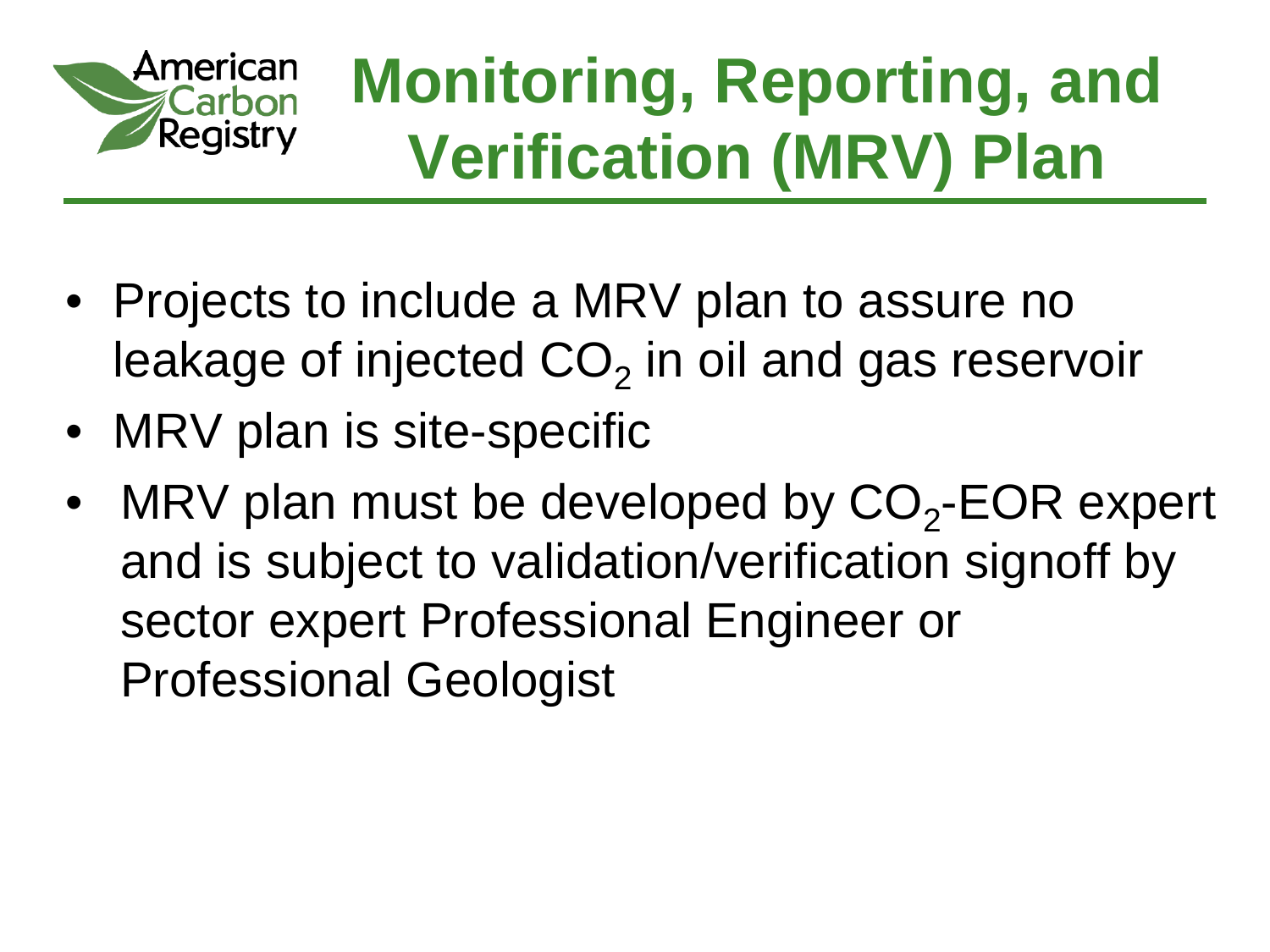# Monitoring, Reporting, and Verification (MRV) Plan

- Projects to include a MRV plan to assure no leakage of injected $CO_2$ in oil and gas reservoir
- MRV plan is site-specific
- MRV plan must be developed by $CO_2$-EOR expert and is subject to validation/verification signoff by sector expert Professional Engineer or Professional Geologist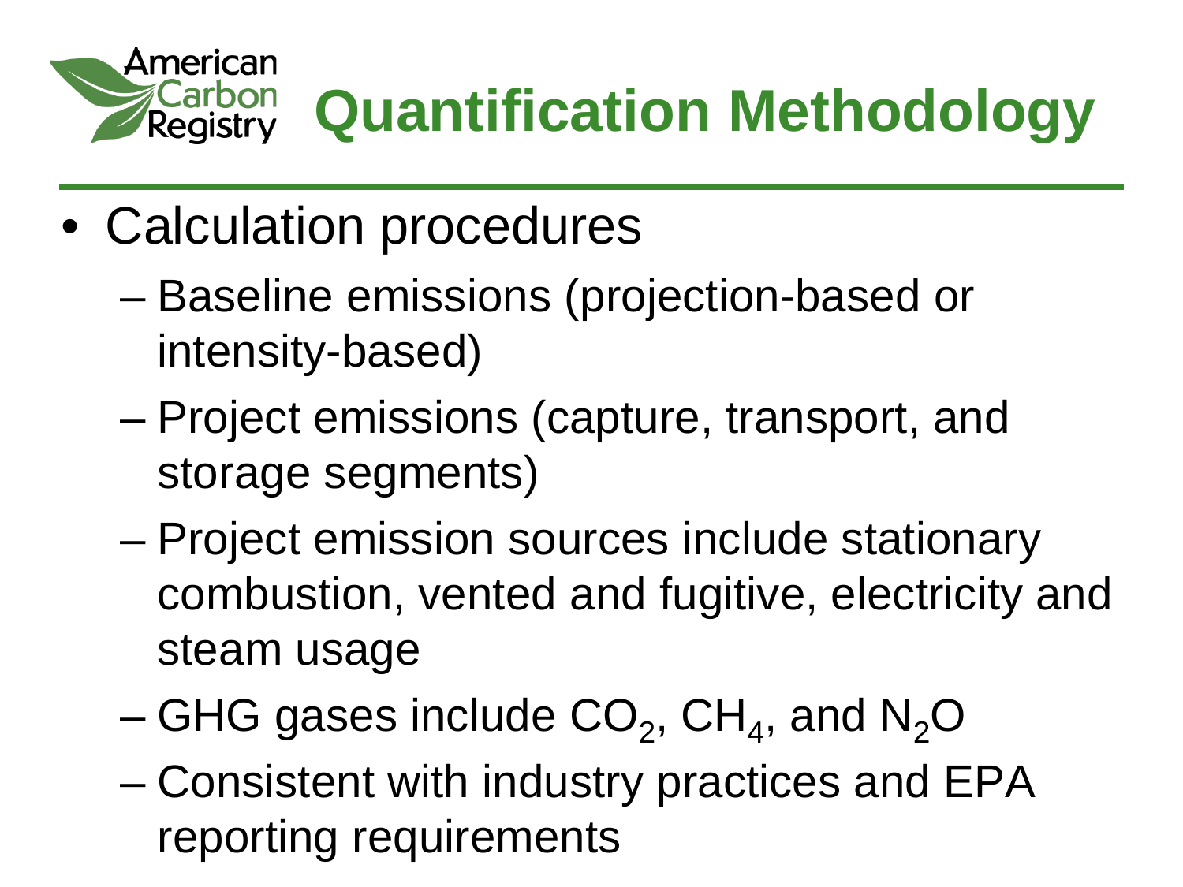# Quantification Methodology

- Calculation procedures
  - Baseline emissions (projection-based or intensity-based)
  - Project emissions (capture, transport, and storage segments)
  - Project emission sources include stationary combustion, vented and fugitive, electricity and steam usage
  - GHG gases include $CO_2$, $CH_4$, and $N_2O$
  - Consistent with industry practices and EPA reporting requirements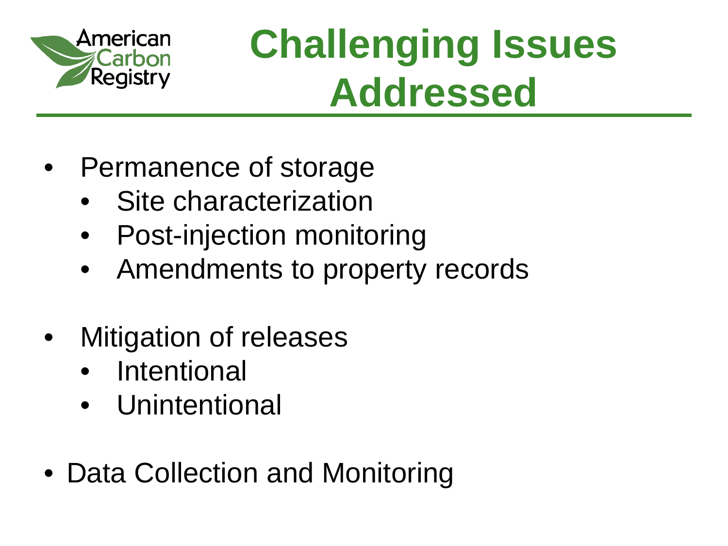# Challenging Issues Addressed

- Permanence of storage
  - Site characterization
  - Post-injection monitoring
  - Amendments to property records

- Mitigation of releases
  - Intentional
  - Unintentional

- Data Collection and Monitoring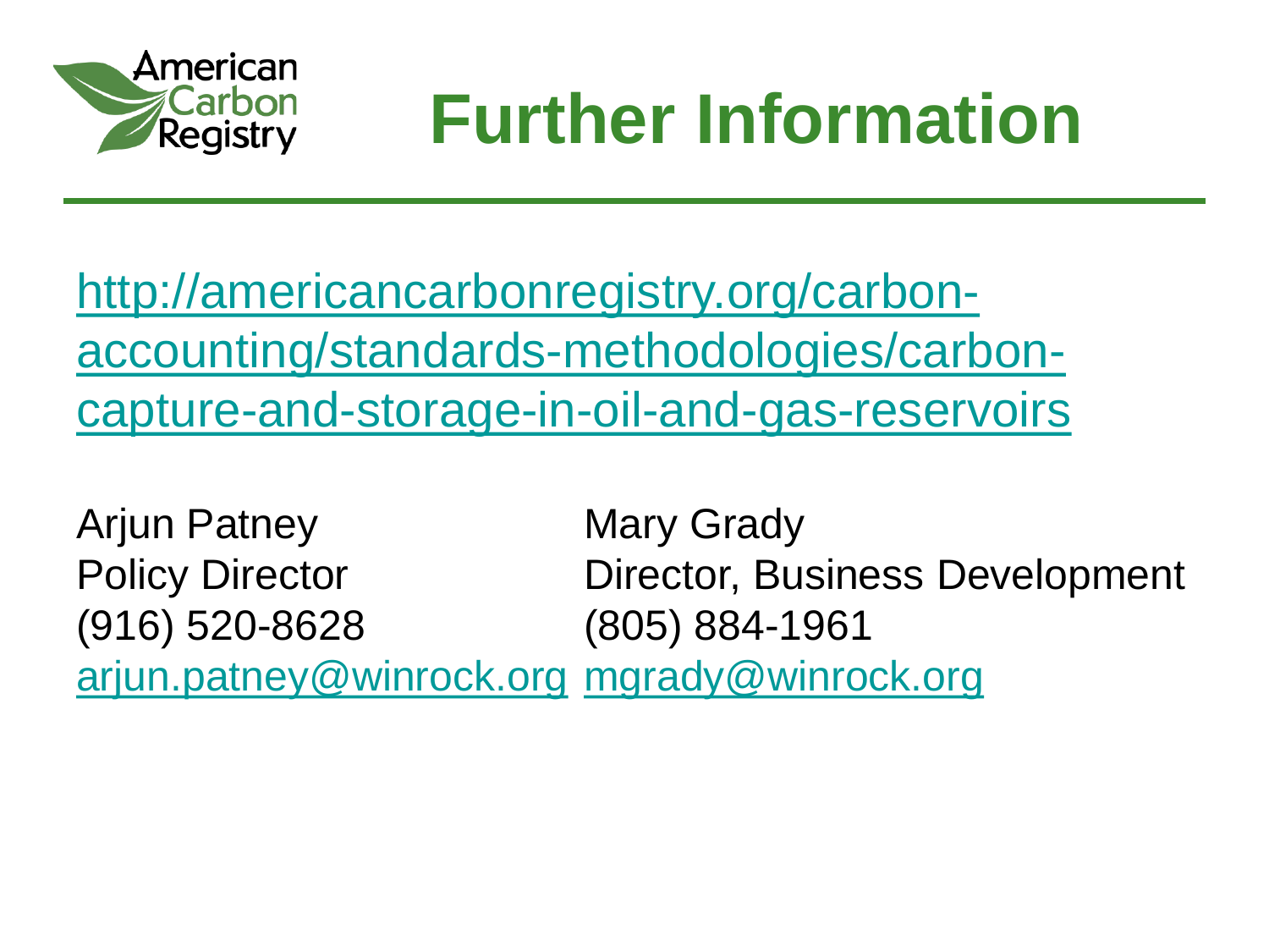American Carbon Registry

# Further Information

http://americancarbonregistry.org/carbon-accounting/standards-methodologies/carbon-capture-and-storage-in-oil-and-gas-reservoirs

Arjun Patney
Policy Director
(916) 520-8628
arjun.patney@winrock.org

Mary Grady
Director, Business Development
(805) 884-1961
mgrady@winrock.org